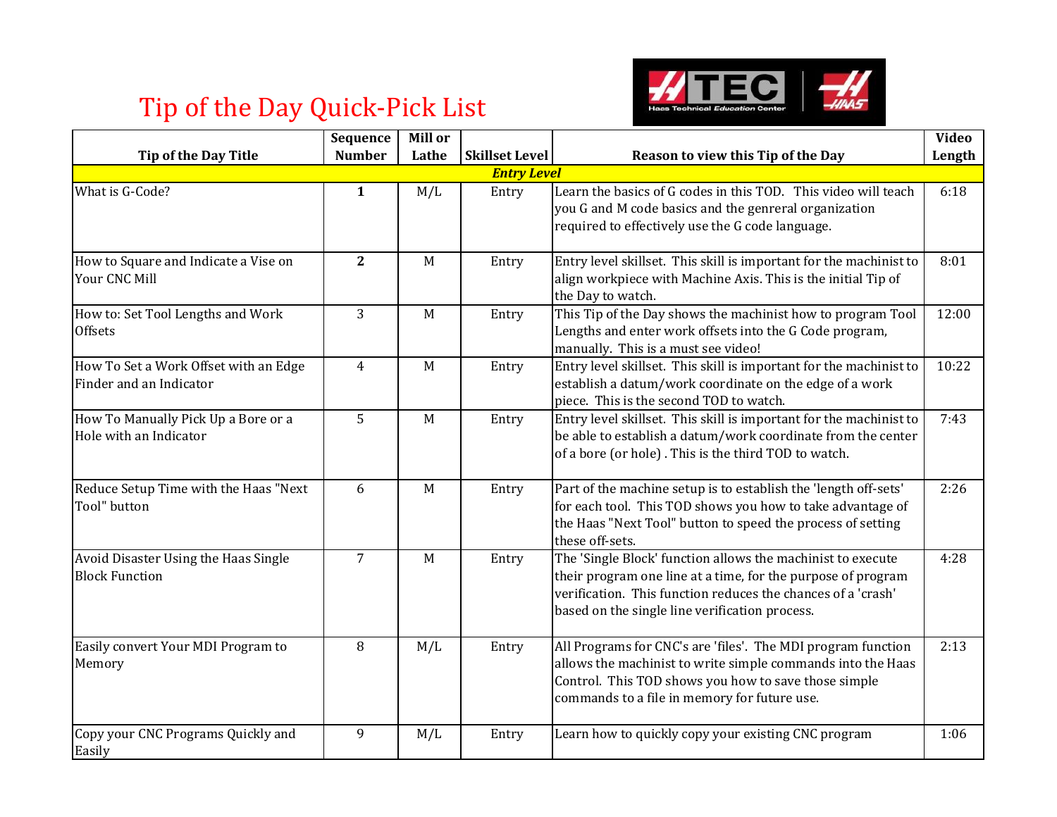# Tip of the Day Quick-Pick List

| Tip of the Day Title | Sequence Number | Mill or Lathe | Skillset Level | Reason to view this Tip of the Day | Video Length |
|---|---|---|---|---|---|
| | | | ***Entry Level*** | | |
| What is G-Code? | **1** | M/L | Entry | Learn the basics of G codes in this TOD. This video will teach you G and M code basics and the genreral organization required to effectively use the G code language. | 6:18 |
| How to Square and Indicate a Vise on Your CNC Mill | **2** | M | Entry | Entry level skillset. This skill is important for the machinist to align workpiece with Machine Axis. This is the initial Tip of the Day to watch. | 8:01 |
| How to: Set Tool Lengths and Work Offsets | 3 | M | Entry | This Tip of the Day shows the machinist how to program Tool Lengths and enter work offsets into the G Code program, manually. This is a must see video! | 12:00 |
| How To Set a Work Offset with an Edge Finder and an Indicator | 4 | M | Entry | Entry level skillset. This skill is important for the machinist to establish a datum/work coordinate on the edge of a work piece. This is the second TOD to watch. | 10:22 |
| How To Manually Pick Up a Bore or a Hole with an Indicator | 5 | M | Entry | Entry level skillset. This skill is important for the machinist to be able to establish a datum/work coordinate from the center of a bore (or hole) . This is the third TOD to watch. | 7:43 |
| Reduce Setup Time with the Haas "Next Tool" button | 6 | M | Entry | Part of the machine setup is to establish the 'length off-sets' for each tool. This TOD shows you how to take advantage of the Haas "Next Tool" button to speed the process of setting these off-sets. | 2:26 |
| Avoid Disaster Using the Haas Single Block Function | 7 | M | Entry | The 'Single Block' function allows the machinist to execute their program one line at a time, for the purpose of program verification. This function reduces the chances of a 'crash' based on the single line verification process. | 4:28 |
| Easily convert Your MDI Program to Memory | 8 | M/L | Entry | All Programs for CNC's are 'files'. The MDI program function allows the machinist to write simple commands into the Haas Control. This TOD shows you how to save those simple commands to a file in memory for future use. | 2:13 |
| Copy your CNC Programs Quickly and Easily | 9 | M/L | Entry | Learn how to quickly copy your existing CNC program | 1:06 |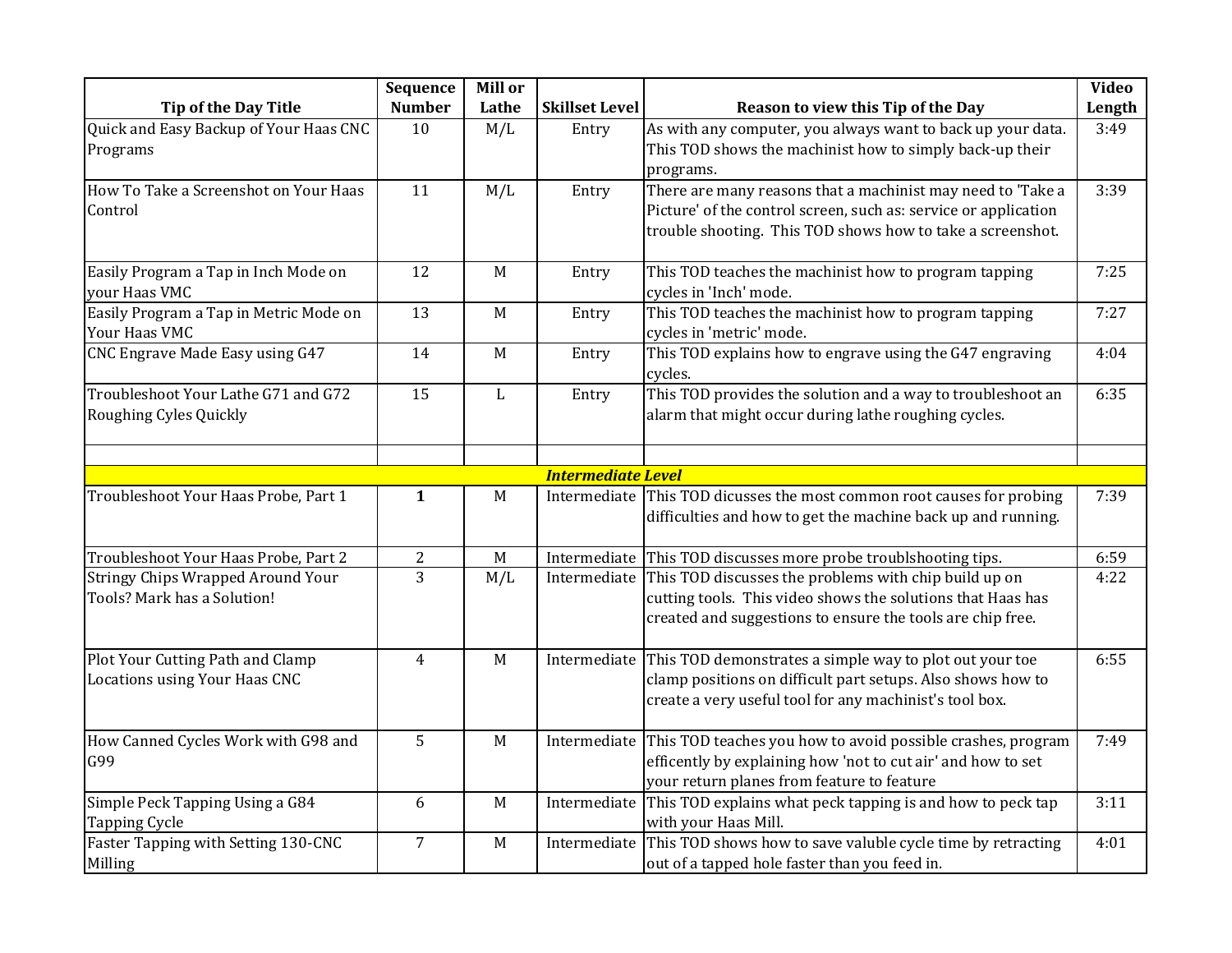| Tip of the Day Title | Sequence Number | Mill or Lathe | Skillset Level | Reason to view this Tip of the Day | Video Length |
|---|---|---|---|---|---|
| Quick and Easy Backup of Your Haas CNC Programs | 10 | M/L | Entry | As with any computer, you always want to back up your data. This TOD shows the machinist how to simply back-up their programs. | 3:49 |
| How To Take a Screenshot on Your Haas Control | 11 | M/L | Entry | There are many reasons that a machinist may need to 'Take a Picture' of the control screen, such as: service or application trouble shooting. This TOD shows how to take a screenshot. | 3:39 |
| Easily Program a Tap in Inch Mode on your Haas VMC | 12 | M | Entry | This TOD teaches the machinist how to program tapping cycles in 'Inch' mode. | 7:25 |
| Easily Program a Tap in Metric Mode on Your Haas VMC | 13 | M | Entry | This TOD teaches the machinist how to program tapping cycles in 'metric' mode. | 7:27 |
| CNC Engrave Made Easy using G47 | 14 | M | Entry | This TOD explains how to engrave using the G47 engraving cycles. | 4:04 |
| Troubleshoot Your Lathe G71 and G72 Roughing Cyles Quickly | 15 | L | Entry | This TOD provides the solution and a way to troubleshoot an alarm that might occur during lathe roughing cycles. | 6:35 |
| | | | | | |
| | | | ***Intermediate Level*** | | |
| Troubleshoot Your Haas Probe, Part 1 | **1** | M | Intermediate | This TOD dicusses the most common root causes for probing difficulties and how to get the machine back up and running. | 7:39 |
| Troubleshoot Your Haas Probe, Part 2 | 2 | M | Intermediate | This TOD discusses more probe troublshooting tips. | 6:59 |
| Stringy Chips Wrapped Around Your Tools? Mark has a Solution! | 3 | M/L | Intermediate | This TOD discusses the problems with chip build up on cutting tools. This video shows the solutions that Haas has created and suggestions to ensure the tools are chip free. | 4:22 |
| Plot Your Cutting Path and Clamp Locations using Your Haas CNC | 4 | M | Intermediate | This TOD demonstrates a simple way to plot out your toe clamp positions on difficult part setups. Also shows how to create a very useful tool for any machinist's tool box. | 6:55 |
| How Canned Cycles Work with G98 and G99 | 5 | M | Intermediate | This TOD teaches you how to avoid possible crashes, program efficently by explaining how 'not to cut air' and how to set your return planes from feature to feature | 7:49 |
| Simple Peck Tapping Using a G84 Tapping Cycle | 6 | M | Intermediate | This TOD explains what peck tapping is and how to peck tap with your Haas Mill. | 3:11 |
| Faster Tapping with Setting 130-CNC Milling | 7 | M | Intermediate | This TOD shows how to save valuble cycle time by retracting out of a tapped hole faster than you feed in. | 4:01 |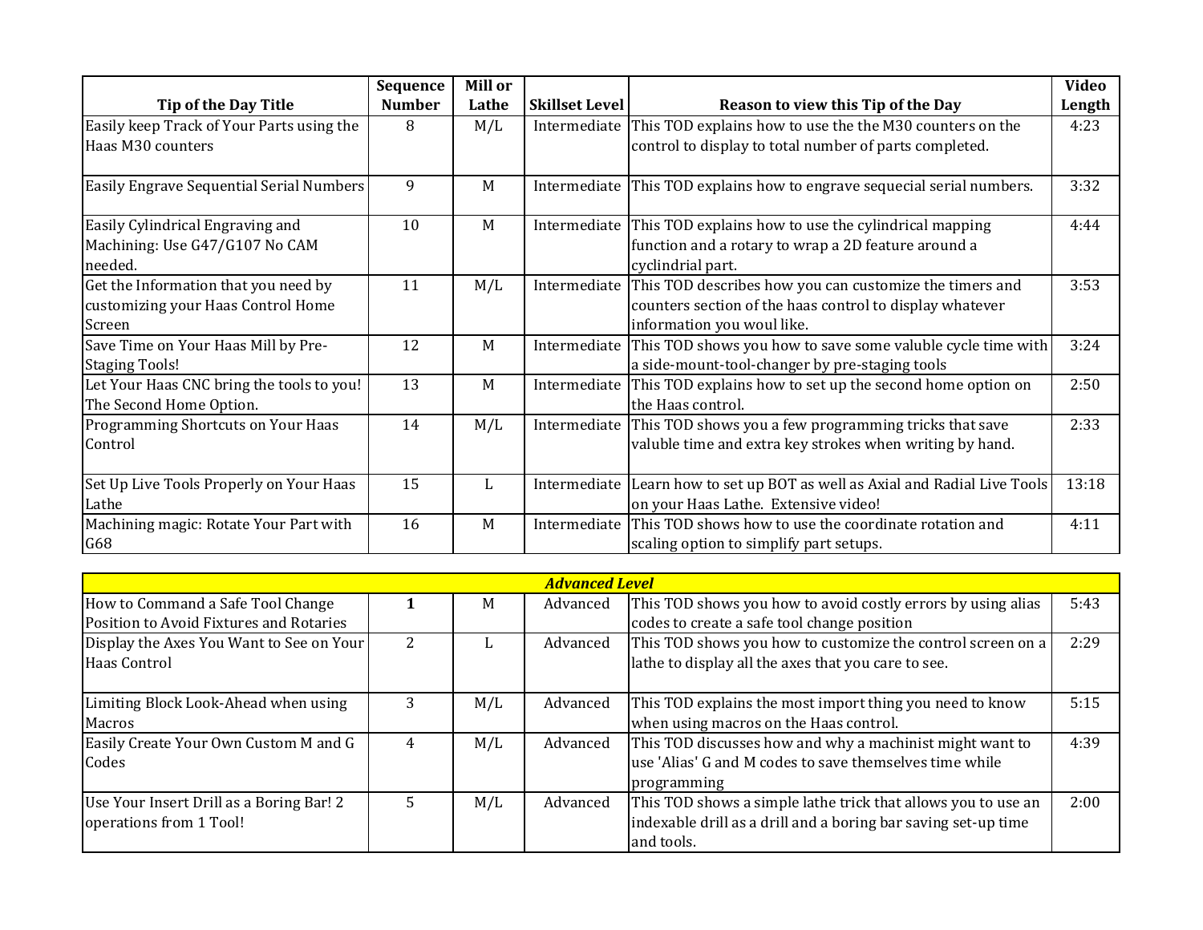| Tip of the Day Title | Sequence Number | Mill or Lathe | Skillset Level | Reason to view this Tip of the Day | Video Length |
|---|---|---|---|---|---|
| Easily keep Track of Your Parts using the Haas M30 counters | 8 | M/L | Intermediate | This TOD explains how to use the the M30 counters on the control to display to total number of parts completed. | 4:23 |
| Easily Engrave Sequential Serial Numbers | 9 | M | Intermediate | This TOD explains how to engrave sequecial serial numbers. | 3:32 |
| Easily Cylindrical Engraving and Machining: Use G47/G107 No CAM needed. | 10 | M | Intermediate | This TOD explains how to use the cylindrical mapping function and a rotary to wrap a 2D feature around a cyclindrial part. | 4:44 |
| Get the Information that you need by customizing your Haas Control Home Screen | 11 | M/L | Intermediate | This TOD describes how you can customize the timers and counters section of the haas control to display whatever information you woul like. | 3:53 |
| Save Time on Your Haas Mill by Pre-Staging Tools! | 12 | M | Intermediate | This TOD shows you how to save some valuble cycle time with a side-mount-tool-changer by pre-staging tools | 3:24 |
| Let Your Haas CNC bring the tools to you! The Second Home Option. | 13 | M | Intermediate | This TOD explains how to set up the second home option on the Haas control. | 2:50 |
| Programming Shortcuts on Your Haas Control | 14 | M/L | Intermediate | This TOD shows you a few programming tricks that save valuble time and extra key strokes when writing by hand. | 2:33 |
| Set Up Live Tools Properly on Your Haas Lathe | 15 | L | Intermediate | Learn how to set up BOT as well as Axial and Radial Live Tools on your Haas Lathe. Extensive video! | 13:18 |
| Machining magic: Rotate Your Part with G68 | 16 | M | Intermediate | This TOD shows how to use the coordinate rotation and scaling option to simplify part setups. | 4:11 |

| ***Advanced Level*** | | | | | |
|---|---|---|---|---|---|
| How to Command a Safe Tool Change Position to Avoid Fixtures and Rotaries | **1** | M | Advanced | This TOD shows you how to avoid costly errors by using alias codes to create a safe tool change position | 5:43 |
| Display the Axes You Want to See on Your Haas Control | 2 | L | Advanced | This TOD shows you how to customize the control screen on a lathe to display all the axes that you care to see. | 2:29 |
| Limiting Block Look-Ahead when using Macros | 3 | M/L | Advanced | This TOD explains the most import thing you need to know when using macros on the Haas control. | 5:15 |
| Easily Create Your Own Custom M and G Codes | 4 | M/L | Advanced | This TOD discusses how and why a machinist might want to use 'Alias' G and M codes to save themselves time while programming | 4:39 |
| Use Your Insert Drill as a Boring Bar! 2 operations from 1 Tool! | 5 | M/L | Advanced | This TOD shows a simple lathe trick that allows you to use an indexable drill as a drill and a boring bar saving set-up time and tools. | 2:00 |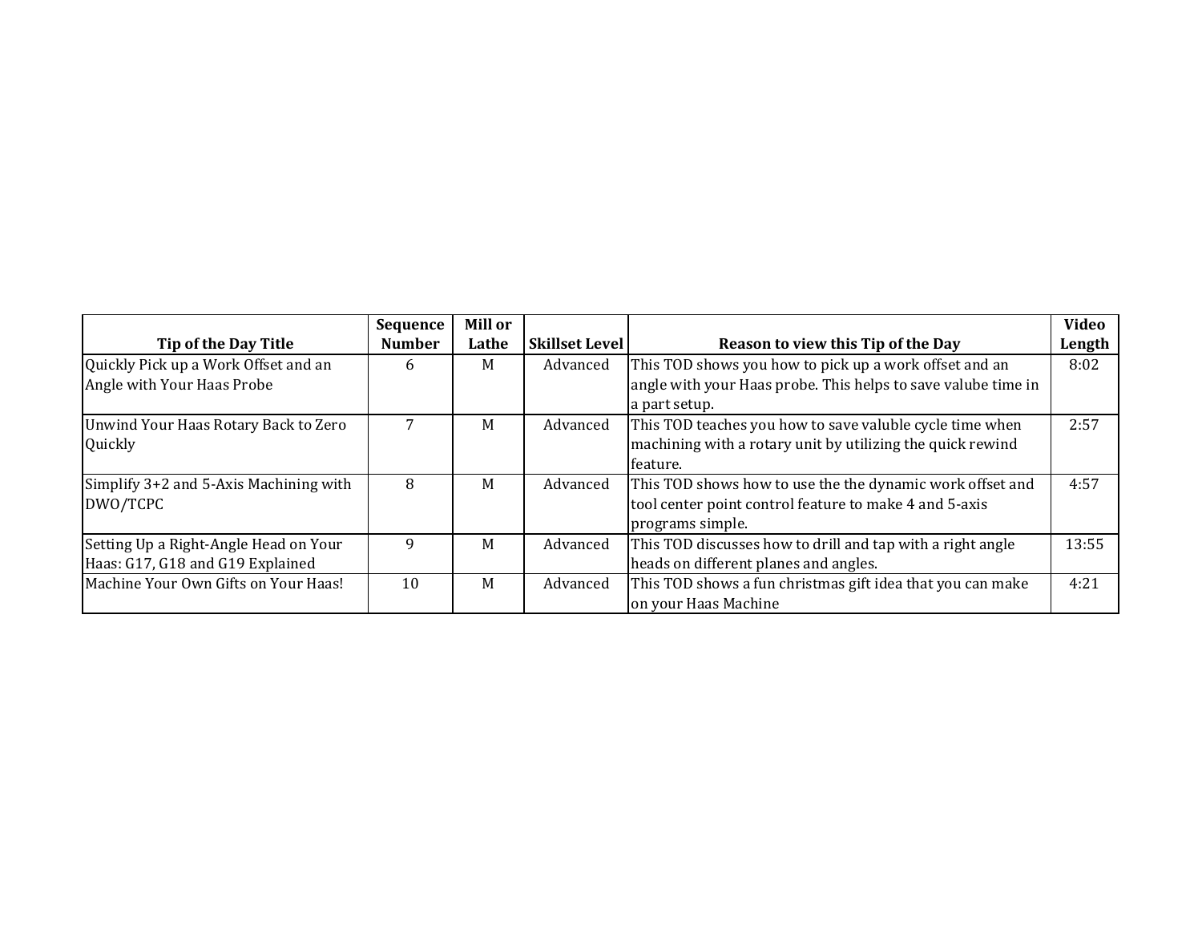| Tip of the Day Title | Sequence Number | Mill or Lathe | Skillset Level | Reason to view this Tip of the Day | Video Length |
|---|---|---|---|---|---|
| Quickly Pick up a Work Offset and an Angle with Your Haas Probe | 6 | M | Advanced | This TOD shows you how to pick up a work offset and an angle with your Haas probe. This helps to save valube time in a part setup. | 8:02 |
| Unwind Your Haas Rotary Back to Zero Quickly | 7 | M | Advanced | This TOD teaches you how to save valuble cycle time when machining with a rotary unit by utilizing the quick rewind feature. | 2:57 |
| Simplify 3+2 and 5-Axis Machining with DWO/TCPC | 8 | M | Advanced | This TOD shows how to use the the dynamic work offset and tool center point control feature to make 4 and 5-axis programs simple. | 4:57 |
| Setting Up a Right-Angle Head on Your Haas: G17, G18 and G19 Explained | 9 | M | Advanced | This TOD discusses how to drill and tap with a right angle heads on different planes and angles. | 13:55 |
| Machine Your Own Gifts on Your Haas! | 10 | M | Advanced | This TOD shows a fun christmas gift idea that you can make on your Haas Machine | 4:21 |